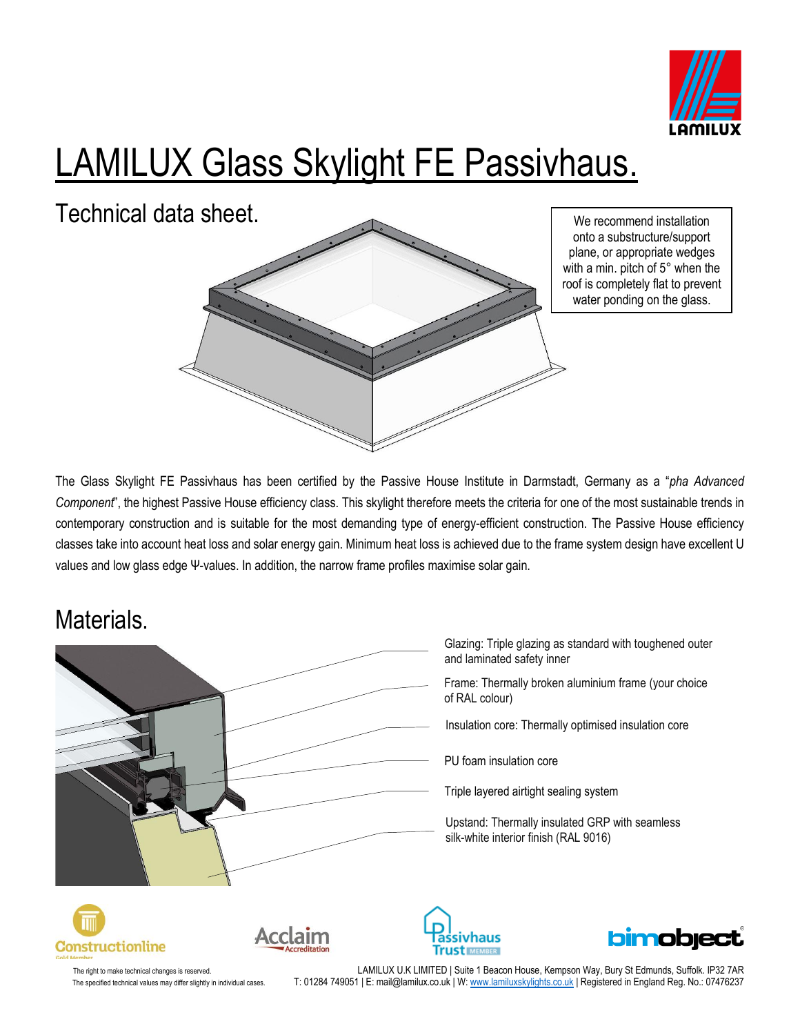# LAMILUX Glass Skylight FE Passivhaus.

## Technical data sheet.

We recommend installation onto a substructure/support plane, or appropriate wedges with a min. pitch of 5° when the roof is completely flat to prevent water ponding on the glass.

The Glass Skylight FE Passivhaus has been certified by the Passive House Institute in Darmstadt, Germany as a "*pha Advanced Component*", the highest Passive House efficiency class. This skylight therefore meets the criteria for one of the most sustainable trends in contemporary construction and is suitable for the most demanding type of energy-efficient construction. The Passive House efficiency classes take into account heat loss and solar energy gain. Minimum heat loss is achieved due to the frame system design have excellent U values and low glass edge Ψ-values. In addition, the narrow frame profiles maximise solar gain.

## Materials.

- Glazing: Triple glazing as standard with toughened outer and laminated safety inner
- Frame: Thermally broken aluminium frame (your choice of RAL colour)
- Insulation core: Thermally optimised insulation core
- PU foam insulation core
- Triple layered airtight sealing system
- Upstand: Thermally insulated GRP with seamless silk-white interior finish (RAL 9016)

The right to make technical changes is reserved.
The specified technical values may differ slightly in individual cases.

LAMILUX U.K LIMITED | Suite 1 Beacon House, Kempson Way, Bury St Edmunds, Suffolk. IP32 7AR
T: 01284 749051 | E: mail@lamilux.co.uk | W: www.lamiluxskylights.co.uk | Registered in England Reg. No.: 07476237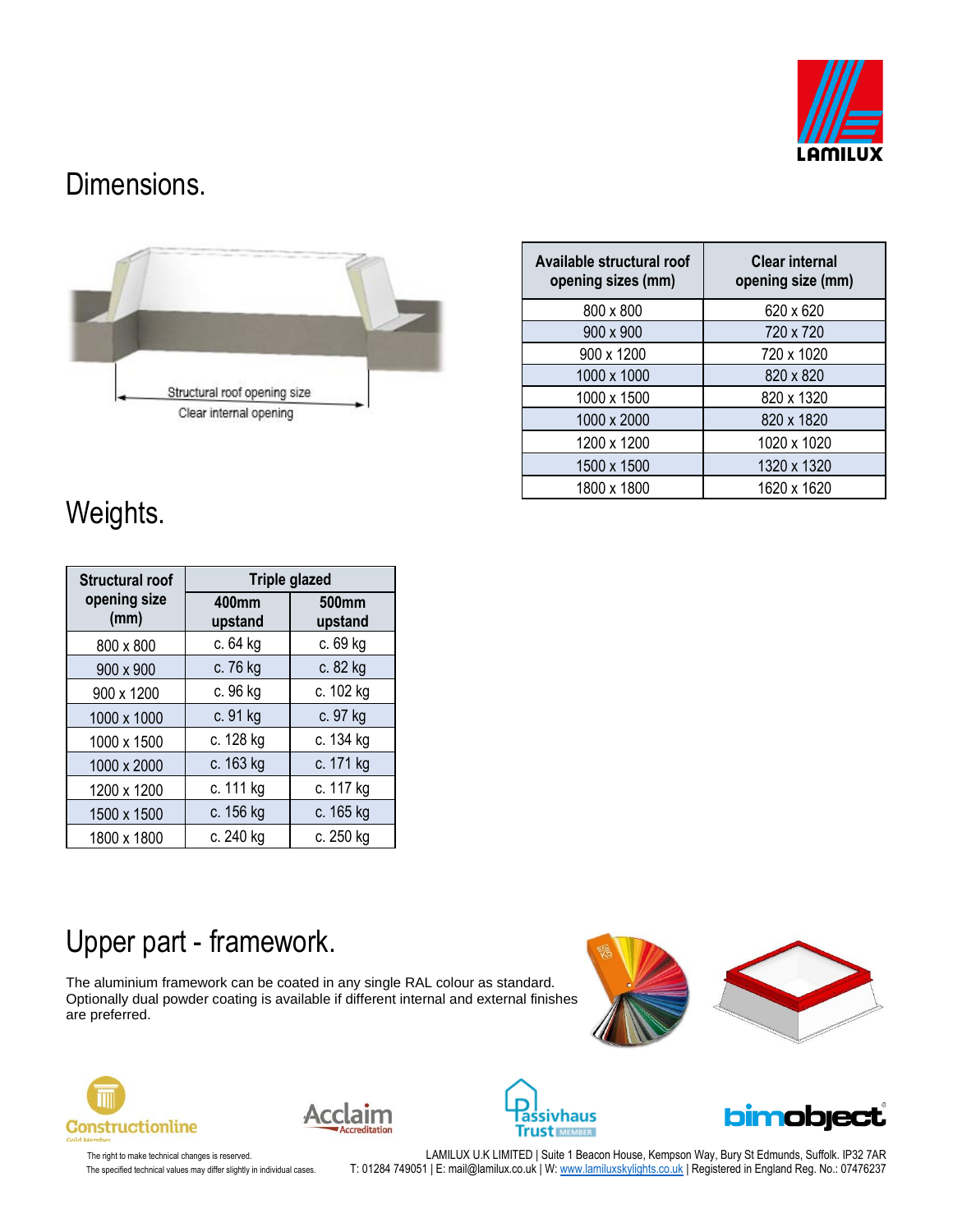# Dimensions.

Structural roof opening size

Clear internal opening

| Available structural roof opening sizes (mm) | Clear internal opening size (mm) |
|---|---|
| 800 x 800 | 620 x 620 |
| 900 x 900 | 720 x 720 |
| 900 x 1200 | 720 x 1020 |
| 1000 x 1000 | 820 x 820 |
| 1000 x 1500 | 820 x 1320 |
| 1000 x 2000 | 820 x 1820 |
| 1200 x 1200 | 1020 x 1020 |
| 1500 x 1500 | 1320 x 1320 |
| 1800 x 1800 | 1620 x 1620 |

# Weights.

| Structural roof opening size (mm) | Triple glazed | |
|---|---|---|
| | 400mm upstand | 500mm upstand |
| 800 x 800 | c. 64 kg | c. 69 kg |
| 900 x 900 | c. 76 kg | c. 82 kg |
| 900 x 1200 | c. 96 kg | c. 102 kg |
| 1000 x 1000 | c. 91 kg | c. 97 kg |
| 1000 x 1500 | c. 128 kg | c. 134 kg |
| 1000 x 2000 | c. 163 kg | c. 171 kg |
| 1200 x 1200 | c. 111 kg | c. 117 kg |
| 1500 x 1500 | c. 156 kg | c. 165 kg |
| 1800 x 1800 | c. 240 kg | c. 250 kg |

# Upper part - framework.

The aluminium framework can be coated in any single RAL colour as standard. Optionally dual powder coating is available if different internal and external finishes are preferred.

The right to make technical changes is reserved.
The specified technical values may differ slightly in individual cases.

LAMILUX U.K LIMITED | Suite 1 Beacon House, Kempson Way, Bury St Edmunds, Suffolk. IP32 7AR
T: 01284 749051 | E: mail@lamilux.co.uk | W: www.lamiluxskylights.co.uk | Registered in England Reg. No.: 07476237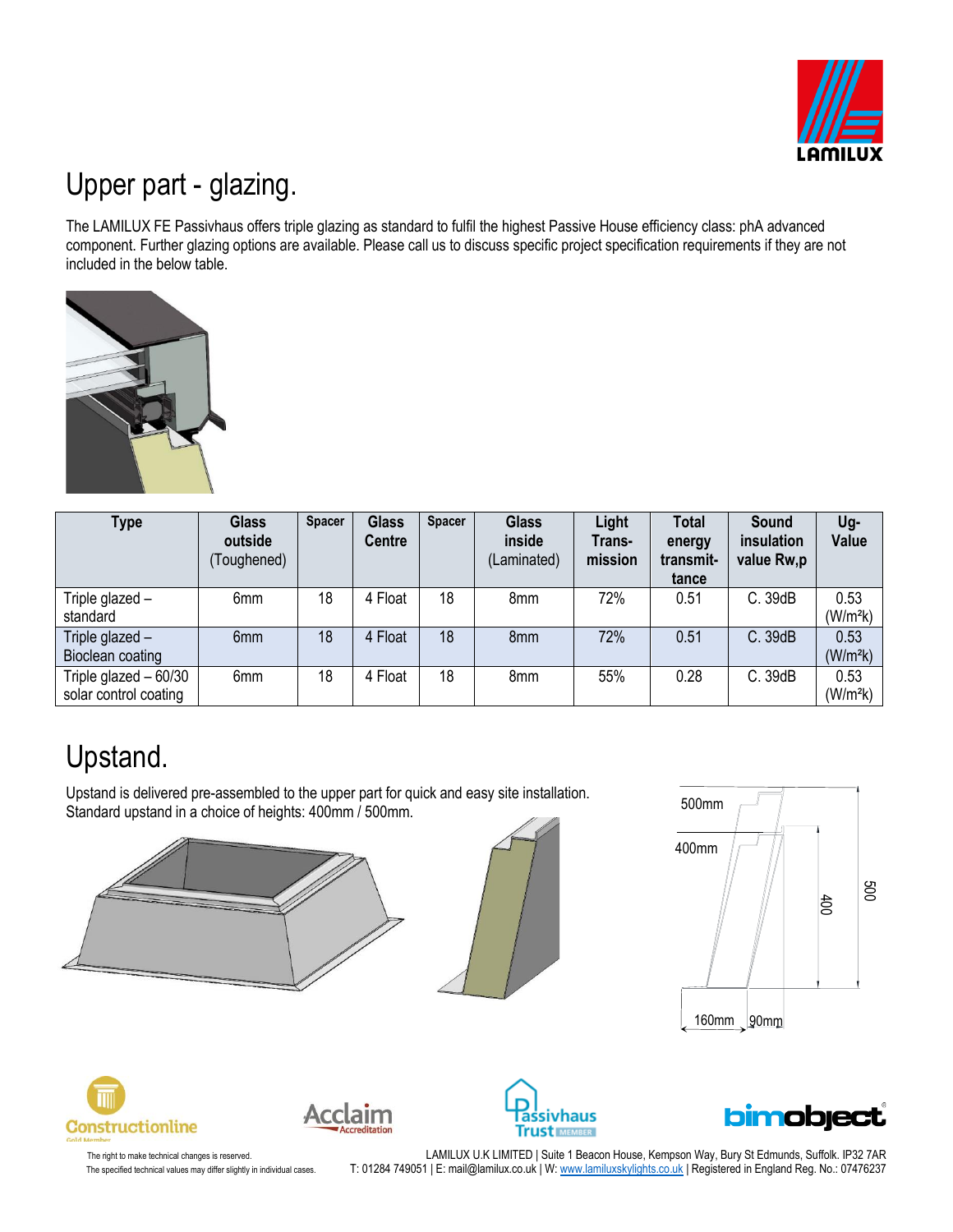# Upper part - glazing.

The LAMILUX FE Passivhaus offers triple glazing as standard to fulfil the highest Passive House efficiency class: phA advanced component. Further glazing options are available. Please call us to discuss specific project specification requirements if they are not included in the below table.

| Type | Glass outside (Toughened) | Spacer | Glass Centre | Spacer | Glass inside (Laminated) | Light Trans-mission | Total energy transmit-tance | Sound insulation value Rw,p | Ug-Value |
|---|---|---|---|---|---|---|---|---|---|
| Triple glazed – standard | 6mm | 18 | 4 Float | 18 | 8mm | 72% | 0.51 | C. 39dB | 0.53 (W/m²k) |
| Triple glazed – Bioclean coating | 6mm | 18 | 4 Float | 18 | 8mm | 72% | 0.51 | C. 39dB | 0.53 (W/m²k) |
| Triple glazed – 60/30 solar control coating | 6mm | 18 | 4 Float | 18 | 8mm | 55% | 0.28 | C. 39dB | 0.53 (W/m²k) |

# Upstand.

Upstand is delivered pre-assembled to the upper part for quick and easy site installation.
Standard upstand in a choice of heights: 400mm / 500mm.

500mm
400mm
400
500
160mm 90mm

The right to make technical changes is reserved.
The specified technical values may differ slightly in individual cases.

LAMILUX U.K LIMITED | Suite 1 Beacon House, Kempson Way, Bury St Edmunds, Suffolk. IP32 7AR
T: 01284 749051 | E: mail@lamilux.co.uk | W: www.lamiluxskylights.co.uk | Registered in England Reg. No.: 07476237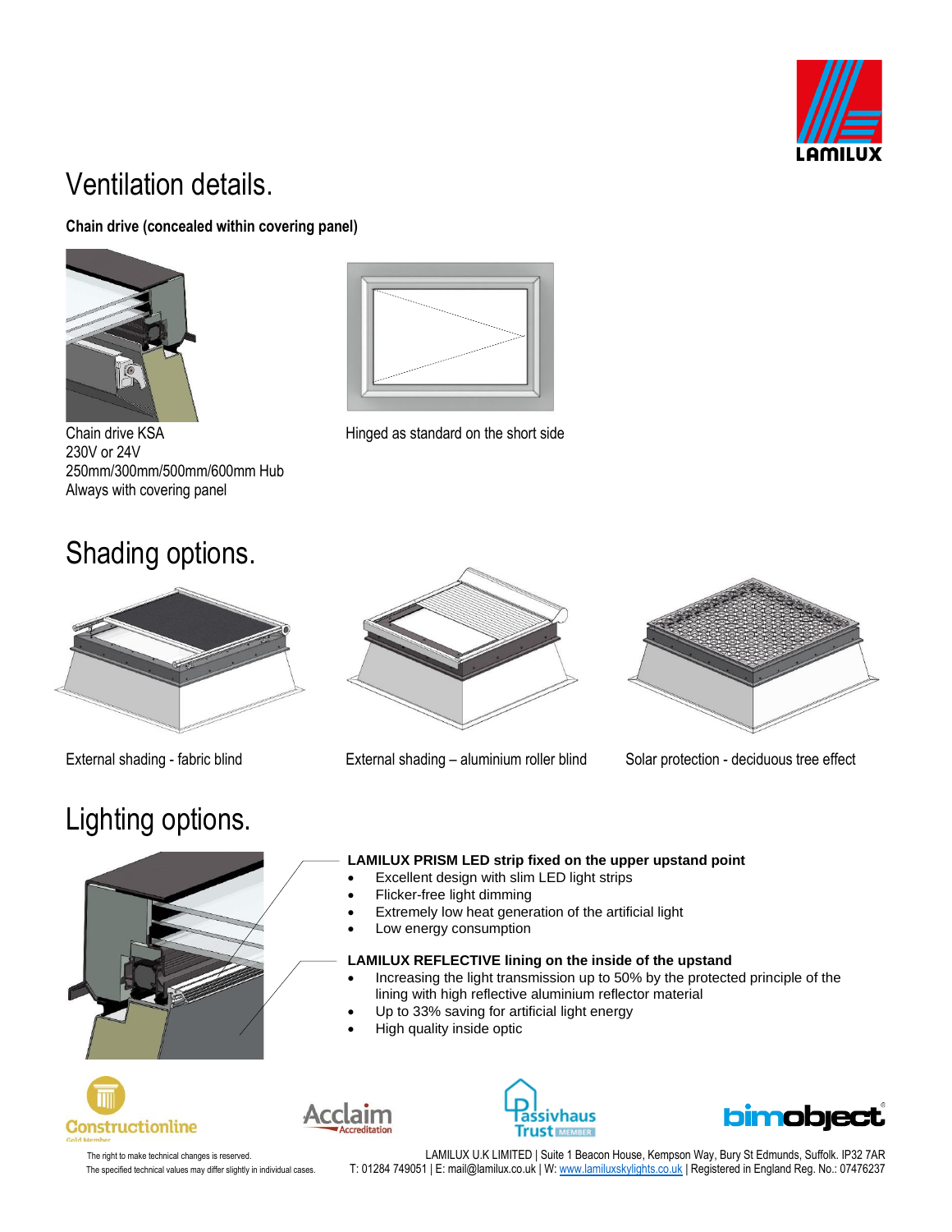# Ventilation details.

**Chain drive (concealed within covering panel)**

Chain drive KSA
230V or 24V
250mm/300mm/500mm/600mm Hub
Always with covering panel

Hinged as standard on the short side

# Shading options.

External shading - fabric blind

External shading – aluminium roller blind

Solar protection - deciduous tree effect

# Lighting options.

**LAMILUX PRISM LED strip fixed on the upper upstand point**

- Excellent design with slim LED light strips
- Flicker-free light dimming
- Extremely low heat generation of the artificial light
- Low energy consumption

**LAMILUX REFLECTIVE lining on the inside of the upstand**

- Increasing the light transmission up to 50% by the protected principle of the lining with high reflective aluminium reflector material
- Up to 33% saving for artificial light energy
- High quality inside optic

The right to make technical changes is reserved.
The specified technical values may differ slightly in individual cases.

LAMILUX U.K LIMITED | Suite 1 Beacon House, Kempson Way, Bury St Edmunds, Suffolk. IP32 7AR
T: 01284 749051 | E: mail@lamilux.co.uk | W: www.lamiluxskylights.co.uk | Registered in England Reg. No.: 07476237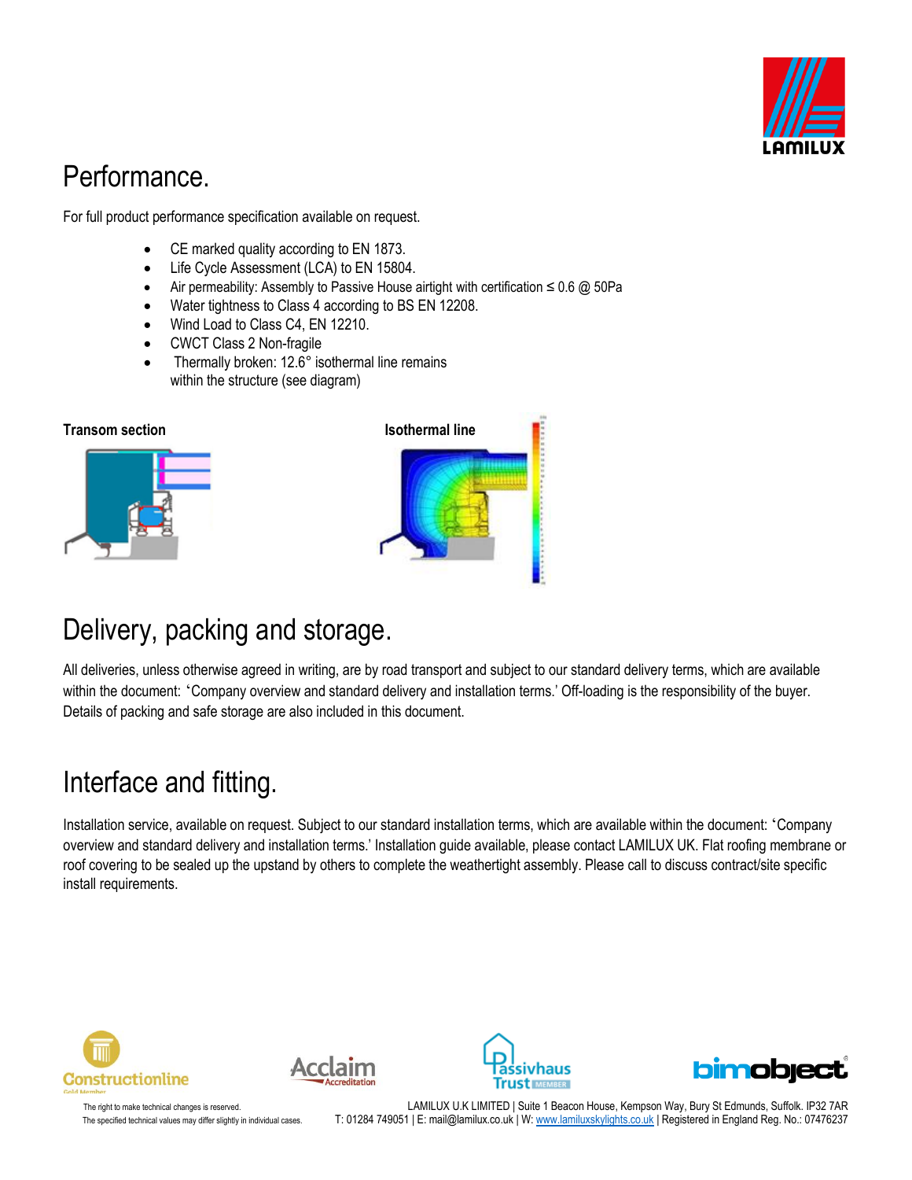# Performance.

For full product performance specification available on request.

- CE marked quality according to EN 1873.
- Life Cycle Assessment (LCA) to EN 15804.
- Air permeability: Assembly to Passive House airtight with certification ≤ 0.6 @ 50Pa
- Water tightness to Class 4 according to BS EN 12208.
- Wind Load to Class C4, EN 12210.
- CWCT Class 2 Non-fragile
- Thermally broken: 12.6° isothermal line remains within the structure (see diagram)

**Transom section**

**Isothermal line**

# Delivery, packing and storage.

All deliveries, unless otherwise agreed in writing, are by road transport and subject to our standard delivery terms, which are available within the document: 'Company overview and standard delivery and installation terms.' Off-loading is the responsibility of the buyer. Details of packing and safe storage are also included in this document.

# Interface and fitting.

Installation service, available on request. Subject to our standard installation terms, which are available within the document: 'Company overview and standard delivery and installation terms.' Installation guide available, please contact LAMILUX UK. Flat roofing membrane or roof covering to be sealed up the upstand by others to complete the weathertight assembly. Please call to discuss contract/site specific install requirements.

The right to make technical changes is reserved.
The specified technical values may differ slightly in individual cases.

LAMILUX U.K LIMITED | Suite 1 Beacon House, Kempson Way, Bury St Edmunds, Suffolk. IP32 7AR
T: 01284 749051 | E: mail@lamilux.co.uk | W: www.lamiluxskylights.co.uk | Registered in England Reg. No.: 07476237